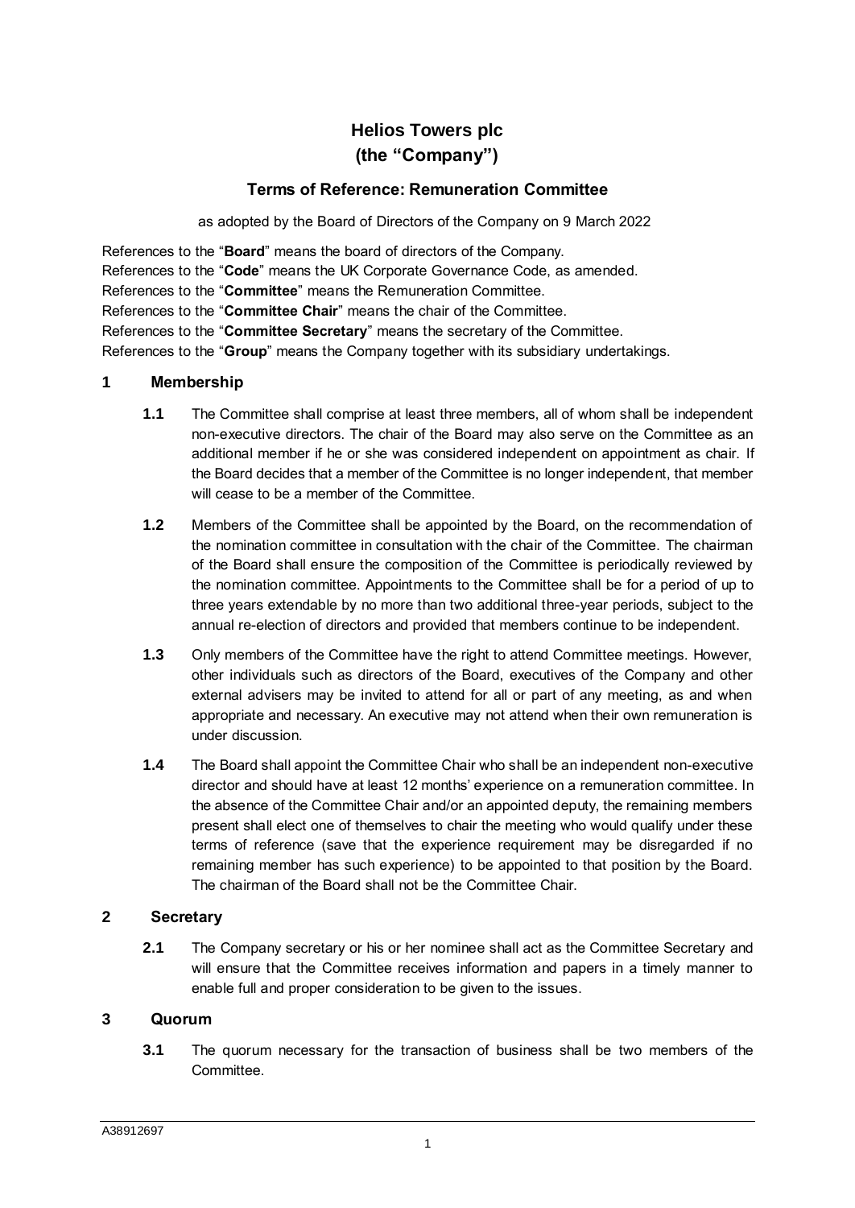# Helios Towers plc
# (the "Company")

## Terms of Reference: Remuneration Committee

as adopted by the Board of Directors of the Company on 9 March 2022

References to the "**Board**" means the board of directors of the Company.
References to the "**Code**" means the UK Corporate Governance Code, as amended.
References to the "**Committee**" means the Remuneration Committee.
References to the "**Committee Chair**" means the chair of the Committee.
References to the "**Committee Secretary**" means the secretary of the Committee.
References to the "**Group**" means the Company together with its subsidiary undertakings.

## 1 Membership

**1.1** The Committee shall comprise at least three members, all of whom shall be independent non-executive directors. The chair of the Board may also serve on the Committee as an additional member if he or she was considered independent on appointment as chair. If the Board decides that a member of the Committee is no longer independent, that member will cease to be a member of the Committee.

**1.2** Members of the Committee shall be appointed by the Board, on the recommendation of the nomination committee in consultation with the chair of the Committee. The chairman of the Board shall ensure the composition of the Committee is periodically reviewed by the nomination committee. Appointments to the Committee shall be for a period of up to three years extendable by no more than two additional three-year periods, subject to the annual re-election of directors and provided that members continue to be independent.

**1.3** Only members of the Committee have the right to attend Committee meetings. However, other individuals such as directors of the Board, executives of the Company and other external advisers may be invited to attend for all or part of any meeting, as and when appropriate and necessary. An executive may not attend when their own remuneration is under discussion.

**1.4** The Board shall appoint the Committee Chair who shall be an independent non-executive director and should have at least 12 months' experience on a remuneration committee. In the absence of the Committee Chair and/or an appointed deputy, the remaining members present shall elect one of themselves to chair the meeting who would qualify under these terms of reference (save that the experience requirement may be disregarded if no remaining member has such experience) to be appointed to that position by the Board. The chairman of the Board shall not be the Committee Chair.

## 2 Secretary

**2.1** The Company secretary or his or her nominee shall act as the Committee Secretary and will ensure that the Committee receives information and papers in a timely manner to enable full and proper consideration to be given to the issues.

## 3 Quorum

**3.1** The quorum necessary for the transaction of business shall be two members of the Committee.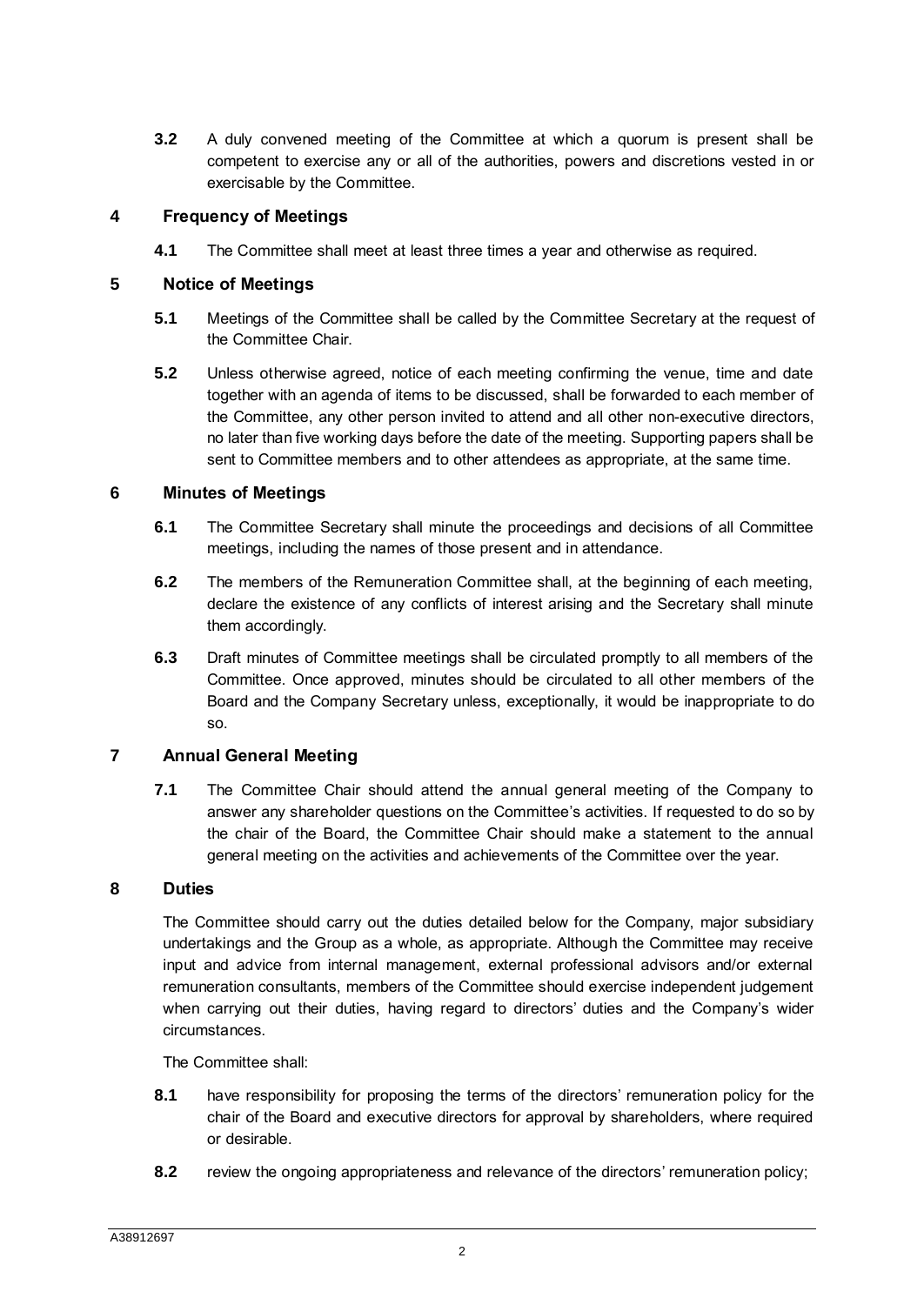**3.2** A duly convened meeting of the Committee at which a quorum is present shall be competent to exercise any or all of the authorities, powers and discretions vested in or exercisable by the Committee.

## 4 Frequency of Meetings

**4.1** The Committee shall meet at least three times a year and otherwise as required.

## 5 Notice of Meetings

**5.1** Meetings of the Committee shall be called by the Committee Secretary at the request of the Committee Chair.

**5.2** Unless otherwise agreed, notice of each meeting confirming the venue, time and date together with an agenda of items to be discussed, shall be forwarded to each member of the Committee, any other person invited to attend and all other non-executive directors, no later than five working days before the date of the meeting. Supporting papers shall be sent to Committee members and to other attendees as appropriate, at the same time.

## 6 Minutes of Meetings

**6.1** The Committee Secretary shall minute the proceedings and decisions of all Committee meetings, including the names of those present and in attendance.

**6.2** The members of the Remuneration Committee shall, at the beginning of each meeting, declare the existence of any conflicts of interest arising and the Secretary shall minute them accordingly.

**6.3** Draft minutes of Committee meetings shall be circulated promptly to all members of the Committee. Once approved, minutes should be circulated to all other members of the Board and the Company Secretary unless, exceptionally, it would be inappropriate to do so.

## 7 Annual General Meeting

**7.1** The Committee Chair should attend the annual general meeting of the Company to answer any shareholder questions on the Committee's activities. If requested to do so by the chair of the Board, the Committee Chair should make a statement to the annual general meeting on the activities and achievements of the Committee over the year.

## 8 Duties

The Committee should carry out the duties detailed below for the Company, major subsidiary undertakings and the Group as a whole, as appropriate. Although the Committee may receive input and advice from internal management, external professional advisors and/or external remuneration consultants, members of the Committee should exercise independent judgement when carrying out their duties, having regard to directors' duties and the Company's wider circumstances.

The Committee shall:

**8.1** have responsibility for proposing the terms of the directors' remuneration policy for the chair of the Board and executive directors for approval by shareholders, where required or desirable.

**8.2** review the ongoing appropriateness and relevance of the directors' remuneration policy;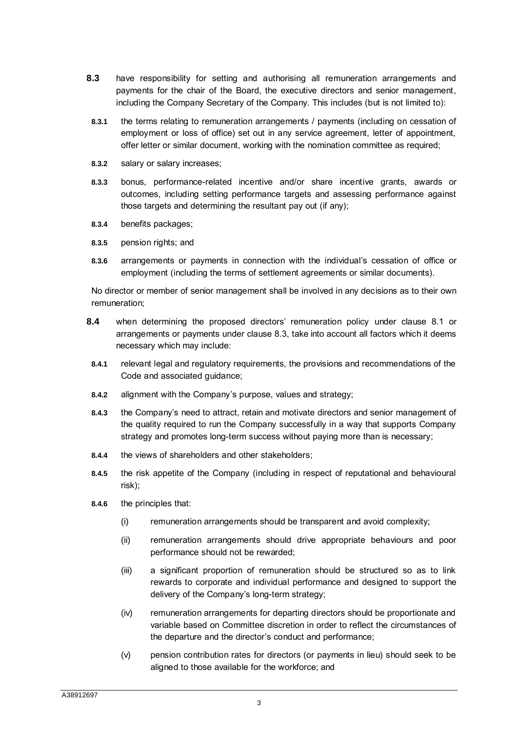**8.3** have responsibility for setting and authorising all remuneration arrangements and payments for the chair of the Board, the executive directors and senior management, including the Company Secretary of the Company. This includes (but is not limited to):

**8.3.1** the terms relating to remuneration arrangements / payments (including on cessation of employment or loss of office) set out in any service agreement, letter of appointment, offer letter or similar document, working with the nomination committee as required;

**8.3.2** salary or salary increases;

**8.3.3** bonus, performance-related incentive and/or share incentive grants, awards or outcomes, including setting performance targets and assessing performance against those targets and determining the resultant pay out (if any);

**8.3.4** benefits packages;

**8.3.5** pension rights; and

**8.3.6** arrangements or payments in connection with the individual's cessation of office or employment (including the terms of settlement agreements or similar documents).

No director or member of senior management shall be involved in any decisions as to their own remuneration;

**8.4** when determining the proposed directors' remuneration policy under clause 8.1 or arrangements or payments under clause 8.3, take into account all factors which it deems necessary which may include:

**8.4.1** relevant legal and regulatory requirements, the provisions and recommendations of the Code and associated guidance;

**8.4.2** alignment with the Company's purpose, values and strategy;

**8.4.3** the Company's need to attract, retain and motivate directors and senior management of the quality required to run the Company successfully in a way that supports Company strategy and promotes long-term success without paying more than is necessary;

**8.4.4** the views of shareholders and other stakeholders;

**8.4.5** the risk appetite of the Company (including in respect of reputational and behavioural risk);

**8.4.6** the principles that:

(i) remuneration arrangements should be transparent and avoid complexity;

(ii) remuneration arrangements should drive appropriate behaviours and poor performance should not be rewarded;

(iii) a significant proportion of remuneration should be structured so as to link rewards to corporate and individual performance and designed to support the delivery of the Company's long-term strategy;

(iv) remuneration arrangements for departing directors should be proportionate and variable based on Committee discretion in order to reflect the circumstances of the departure and the director's conduct and performance;

(v) pension contribution rates for directors (or payments in lieu) should seek to be aligned to those available for the workforce; and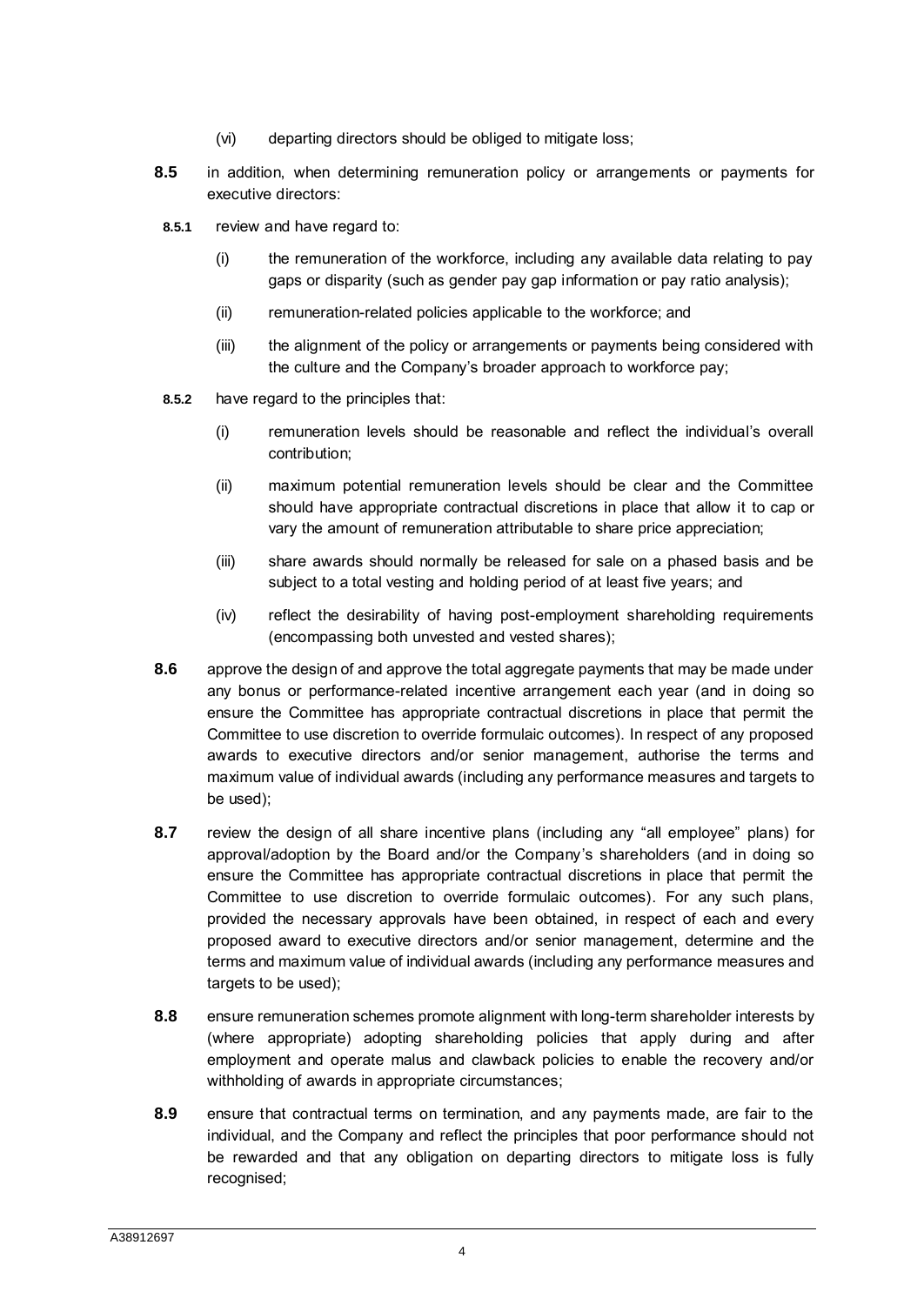(vi) departing directors should be obliged to mitigate loss;

**8.5** in addition, when determining remuneration policy or arrangements or payments for executive directors:

**8.5.1** review and have regard to:

(i) the remuneration of the workforce, including any available data relating to pay gaps or disparity (such as gender pay gap information or pay ratio analysis);

(ii) remuneration-related policies applicable to the workforce; and

(iii) the alignment of the policy or arrangements or payments being considered with the culture and the Company's broader approach to workforce pay;

**8.5.2** have regard to the principles that:

(i) remuneration levels should be reasonable and reflect the individual's overall contribution;

(ii) maximum potential remuneration levels should be clear and the Committee should have appropriate contractual discretions in place that allow it to cap or vary the amount of remuneration attributable to share price appreciation;

(iii) share awards should normally be released for sale on a phased basis and be subject to a total vesting and holding period of at least five years; and

(iv) reflect the desirability of having post-employment shareholding requirements (encompassing both unvested and vested shares);

**8.6** approve the design of and approve the total aggregate payments that may be made under any bonus or performance-related incentive arrangement each year (and in doing so ensure the Committee has appropriate contractual discretions in place that permit the Committee to use discretion to override formulaic outcomes). In respect of any proposed awards to executive directors and/or senior management, authorise the terms and maximum value of individual awards (including any performance measures and targets to be used);

**8.7** review the design of all share incentive plans (including any "all employee" plans) for approval/adoption by the Board and/or the Company's shareholders (and in doing so ensure the Committee has appropriate contractual discretions in place that permit the Committee to use discretion to override formulaic outcomes). For any such plans, provided the necessary approvals have been obtained, in respect of each and every proposed award to executive directors and/or senior management, determine and the terms and maximum value of individual awards (including any performance measures and targets to be used);

**8.8** ensure remuneration schemes promote alignment with long-term shareholder interests by (where appropriate) adopting shareholding policies that apply during and after employment and operate malus and clawback policies to enable the recovery and/or withholding of awards in appropriate circumstances;

**8.9** ensure that contractual terms on termination, and any payments made, are fair to the individual, and the Company and reflect the principles that poor performance should not be rewarded and that any obligation on departing directors to mitigate loss is fully recognised;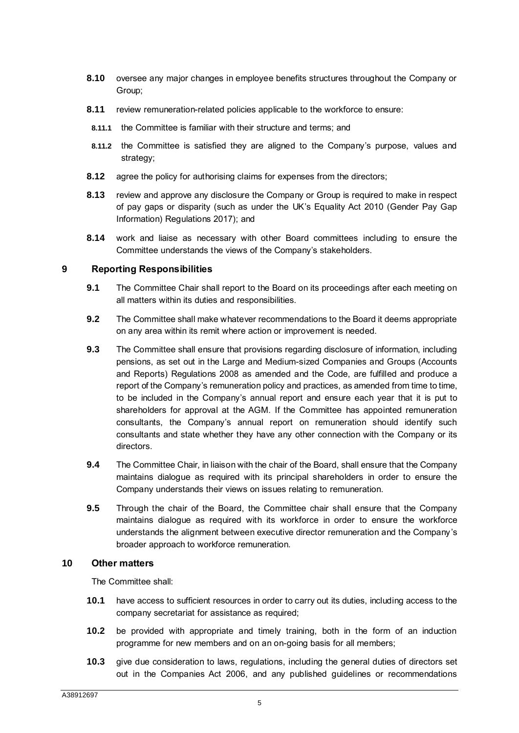**8.10** oversee any major changes in employee benefits structures throughout the Company or Group;

**8.11** review remuneration-related policies applicable to the workforce to ensure:

**8.11.1** the Committee is familiar with their structure and terms; and

**8.11.2** the Committee is satisfied they are aligned to the Company's purpose, values and strategy;

**8.12** agree the policy for authorising claims for expenses from the directors;

**8.13** review and approve any disclosure the Company or Group is required to make in respect of pay gaps or disparity (such as under the UK's Equality Act 2010 (Gender Pay Gap Information) Regulations 2017); and

**8.14** work and liaise as necessary with other Board committees including to ensure the Committee understands the views of the Company's stakeholders.

## 9 Reporting Responsibilities

**9.1** The Committee Chair shall report to the Board on its proceedings after each meeting on all matters within its duties and responsibilities.

**9.2** The Committee shall make whatever recommendations to the Board it deems appropriate on any area within its remit where action or improvement is needed.

**9.3** The Committee shall ensure that provisions regarding disclosure of information, including pensions, as set out in the Large and Medium-sized Companies and Groups (Accounts and Reports) Regulations 2008 as amended and the Code, are fulfilled and produce a report of the Company's remuneration policy and practices, as amended from time to time, to be included in the Company's annual report and ensure each year that it is put to shareholders for approval at the AGM. If the Committee has appointed remuneration consultants, the Company's annual report on remuneration should identify such consultants and state whether they have any other connection with the Company or its directors.

**9.4** The Committee Chair, in liaison with the chair of the Board, shall ensure that the Company maintains dialogue as required with its principal shareholders in order to ensure the Company understands their views on issues relating to remuneration.

**9.5** Through the chair of the Board, the Committee chair shall ensure that the Company maintains dialogue as required with its workforce in order to ensure the workforce understands the alignment between executive director remuneration and the Company's broader approach to workforce remuneration.

## 10 Other matters

The Committee shall:

**10.1** have access to sufficient resources in order to carry out its duties, including access to the company secretariat for assistance as required;

**10.2** be provided with appropriate and timely training, both in the form of an induction programme for new members and on an on-going basis for all members;

**10.3** give due consideration to laws, regulations, including the general duties of directors set out in the Companies Act 2006, and any published guidelines or recommendations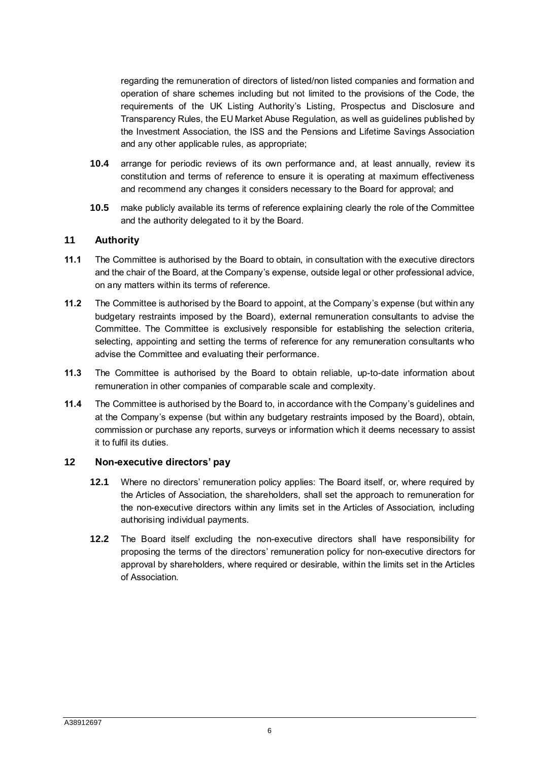regarding the remuneration of directors of listed/non listed companies and formation and operation of share schemes including but not limited to the provisions of the Code, the requirements of the UK Listing Authority's Listing, Prospectus and Disclosure and Transparency Rules, the EU Market Abuse Regulation, as well as guidelines published by the Investment Association, the ISS and the Pensions and Lifetime Savings Association and any other applicable rules, as appropriate;

**10.4** arrange for periodic reviews of its own performance and, at least annually, review its constitution and terms of reference to ensure it is operating at maximum effectiveness and recommend any changes it considers necessary to the Board for approval; and

**10.5** make publicly available its terms of reference explaining clearly the role of the Committee and the authority delegated to it by the Board.

## 11 Authority

**11.1** The Committee is authorised by the Board to obtain, in consultation with the executive directors and the chair of the Board, at the Company's expense, outside legal or other professional advice, on any matters within its terms of reference.

**11.2** The Committee is authorised by the Board to appoint, at the Company's expense (but within any budgetary restraints imposed by the Board), external remuneration consultants to advise the Committee. The Committee is exclusively responsible for establishing the selection criteria, selecting, appointing and setting the terms of reference for any remuneration consultants who advise the Committee and evaluating their performance.

**11.3** The Committee is authorised by the Board to obtain reliable, up-to-date information about remuneration in other companies of comparable scale and complexity.

**11.4** The Committee is authorised by the Board to, in accordance with the Company's guidelines and at the Company's expense (but within any budgetary restraints imposed by the Board), obtain, commission or purchase any reports, surveys or information which it deems necessary to assist it to fulfil its duties.

## 12 Non-executive directors' pay

**12.1** Where no directors' remuneration policy applies: The Board itself, or, where required by the Articles of Association, the shareholders, shall set the approach to remuneration for the non-executive directors within any limits set in the Articles of Association, including authorising individual payments.

**12.2** The Board itself excluding the non-executive directors shall have responsibility for proposing the terms of the directors' remuneration policy for non-executive directors for approval by shareholders, where required or desirable, within the limits set in the Articles of Association.